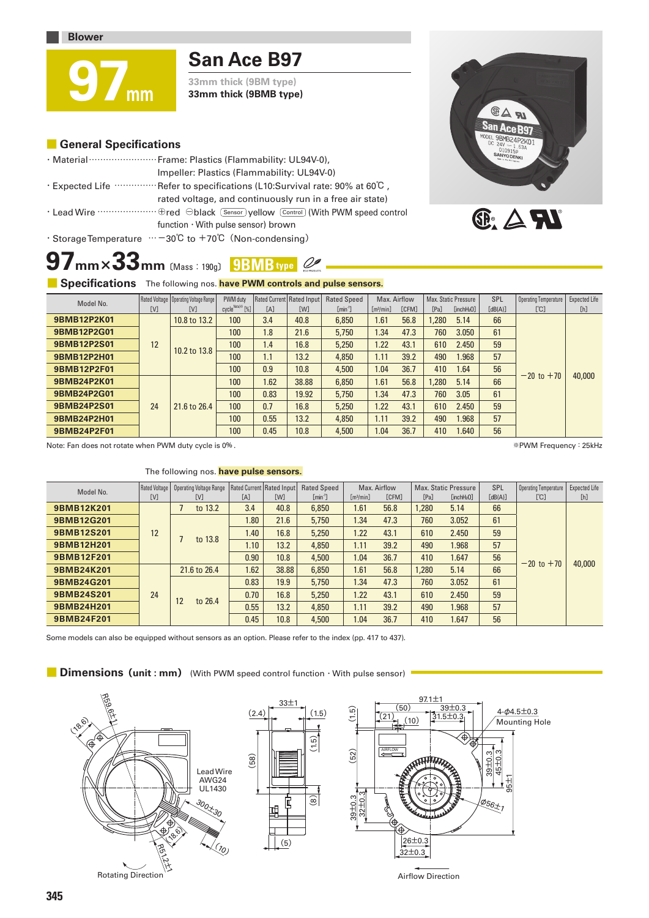Blower

# 97 mm

## San Ace B97

33mm thick (9BM type)

33mm thick (9BMB type)

## General Specifications

· Material ························ Frame: Plastics (Flammability: UL94V-0), Impeller: Plastics (Flammability: UL94V-0)

· Expected Life ··············· Refer to specifications (L10:Survival rate: 90% at 60℃, rated voltage, and continuously run in a free air state)

· Lead Wire ···················· ⊕red ⊖black (Sensor) yellow (Control) (With PWM speed control function · With pulse sensor) brown

· Storage Temperature ··· −30℃ to +70℃ (Non-condensing)

## 97mm×33mm (Mass : 190g) 9BMB type

## Specifications

The following nos. **have PWM controls and pulse sensors.**

| Model No. | Rated Voltage [V] | Operating Voltage Range [V] | PWM duty cycle※ [%] | Rated Current [A] | Rated Input [W] | Rated Speed [min⁻¹] | Max. Airflow [m³/min] | Max. Airflow [CFM] | Max. Static Pressure [Pa] | Max. Static Pressure [inchH₂O] | SPL [dB(A)] | Operating Temperature [℃] | Expected Life [h] |
|---|---|---|---|---|---|---|---|---|---|---|---|---|---|
| 9BMB12P2K01 | 12 | 10.8 to 13.2 | 100 | 3.4 | 40.8 | 6,850 | 1.61 | 56.8 | 1,280 | 5.14 | 66 | −20 to +70 | 40,000 |
| 9BMB12P2G01 | 12 | 10.2 to 13.8 | 100 | 1.8 | 21.6 | 5,750 | 1.34 | 47.3 | 760 | 3.050 | 61 | −20 to +70 | 40,000 |
| 9BMB12P2S01 | 12 | 10.2 to 13.8 | 100 | 1.4 | 16.8 | 5,250 | 1.22 | 43.1 | 610 | 2.450 | 59 | −20 to +70 | 40,000 |
| 9BMB12P2H01 | 12 | 10.2 to 13.8 | 100 | 1.1 | 13.2 | 4,850 | 1.11 | 39.2 | 490 | 1.968 | 57 | −20 to +70 | 40,000 |
| 9BMB12P2F01 | 12 | 10.2 to 13.8 | 100 | 0.9 | 10.8 | 4,500 | 1.04 | 36.7 | 410 | 1.64 | 56 | −20 to +70 | 40,000 |
| 9BMB24P2K01 | 24 | 21.6 to 26.4 | 100 | 1.62 | 38.88 | 6,850 | 1.61 | 56.8 | 1,280 | 5.14 | 66 | −20 to +70 | 40,000 |
| 9BMB24P2G01 | 24 | 21.6 to 26.4 | 100 | 0.83 | 19.92 | 5,750 | 1.34 | 47.3 | 760 | 3.05 | 61 | −20 to +70 | 40,000 |
| 9BMB24P2S01 | 24 | 21.6 to 26.4 | 100 | 0.7 | 16.8 | 5,250 | 1.22 | 43.1 | 610 | 2.450 | 59 | −20 to +70 | 40,000 |
| 9BMB24P2H01 | 24 | 21.6 to 26.4 | 100 | 0.55 | 13.2 | 4,850 | 1.11 | 39.2 | 490 | 1.968 | 57 | −20 to +70 | 40,000 |
| 9BMB24P2F01 | 24 | 21.6 to 26.4 | 100 | 0.45 | 10.8 | 4,500 | 1.04 | 36.7 | 410 | 1.640 | 56 | −20 to +70 | 40,000 |

Note: Fan does not rotate when PWM duty cycle is 0%.

※PWM Frequency : 25kHz

The following nos. **have pulse sensors.**

| Model No. | Rated Voltage [V] | Operating Voltage Range [V] | Rated Current [A] | Rated Input [W] | Rated Speed [min⁻¹] | Max. Airflow [m³/min] | Max. Airflow [CFM] | Max. Static Pressure [Pa] | Max. Static Pressure [inchH₂O] | SPL [dB(A)] | Operating Temperature [℃] | Expected Life [h] |
|---|---|---|---|---|---|---|---|---|---|---|---|---|
| 9BMB12K201 | 12 | 7 to 13.2 | 3.4 | 40.8 | 6,850 | 1.61 | 56.8 | 1,280 | 5.14 | 66 | −20 to +70 | 40,000 |
| 9BMB12G201 | 12 | 7 to 13.8 | 1.80 | 21.6 | 5,750 | 1.34 | 47.3 | 760 | 3.052 | 61 | −20 to +70 | 40,000 |
| 9BMB12S201 | 12 | 7 to 13.8 | 1.40 | 16.8 | 5,250 | 1.22 | 43.1 | 610 | 2.450 | 59 | −20 to +70 | 40,000 |
| 9BMB12H201 | 12 | 7 to 13.8 | 1.10 | 13.2 | 4,850 | 1.11 | 39.2 | 490 | 1.968 | 57 | −20 to +70 | 40,000 |
| 9BMB12F201 | 12 | 7 to 13.8 | 0.90 | 10.8 | 4,500 | 1.04 | 36.7 | 410 | 1.647 | 56 | −20 to +70 | 40,000 |
| 9BMB24K201 | 24 | 21.6 to 26.4 | 1.62 | 38.88 | 6,850 | 1.61 | 56.8 | 1,280 | 5.14 | 66 | −20 to +70 | 40,000 |
| 9BMB24G201 | 24 | 12 to 26.4 | 0.83 | 19.9 | 5,750 | 1.34 | 47.3 | 760 | 3.052 | 61 | −20 to +70 | 40,000 |
| 9BMB24S201 | 24 | 12 to 26.4 | 0.70 | 16.8 | 5,250 | 1.22 | 43.1 | 610 | 2.450 | 59 | −20 to +70 | 40,000 |
| 9BMB24H201 | 24 | 12 to 26.4 | 0.55 | 13.2 | 4,850 | 1.11 | 39.2 | 490 | 1.968 | 57 | −20 to +70 | 40,000 |
| 9BMB24F201 | 24 | 12 to 26.4 | 0.45 | 10.8 | 4,500 | 1.04 | 36.7 | 410 | 1.647 | 56 | −20 to +70 | 40,000 |

Some models can also be equipped without sensors as an option. Please refer to the index (pp. 417 to 437).

## Dimensions (unit : mm) (With PWM speed control function · With pulse sensor)

Lead Wire AWG24 UL1430

4-φ4.5±0.3 Mounting Hole

Rotating Direction

Airflow Direction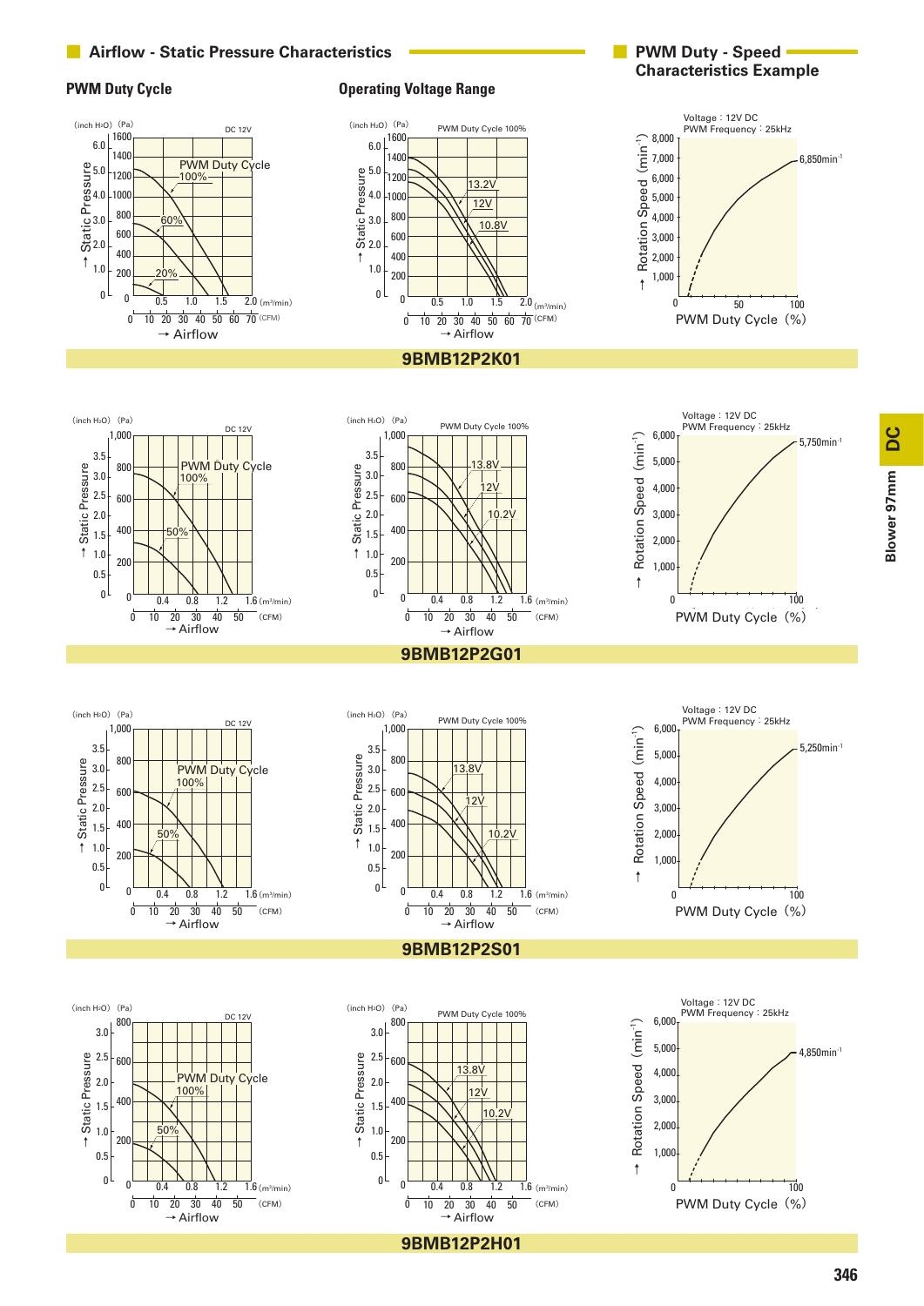## Airflow - Static Pressure Characteristics

## PWM Duty - Speed Characteristics Example

### PWM Duty Cycle

### Operating Voltage Range

**9BMB12P2K01**

**9BMB12P2G01**

**9BMB12P2S01**

**9BMB12P2H01**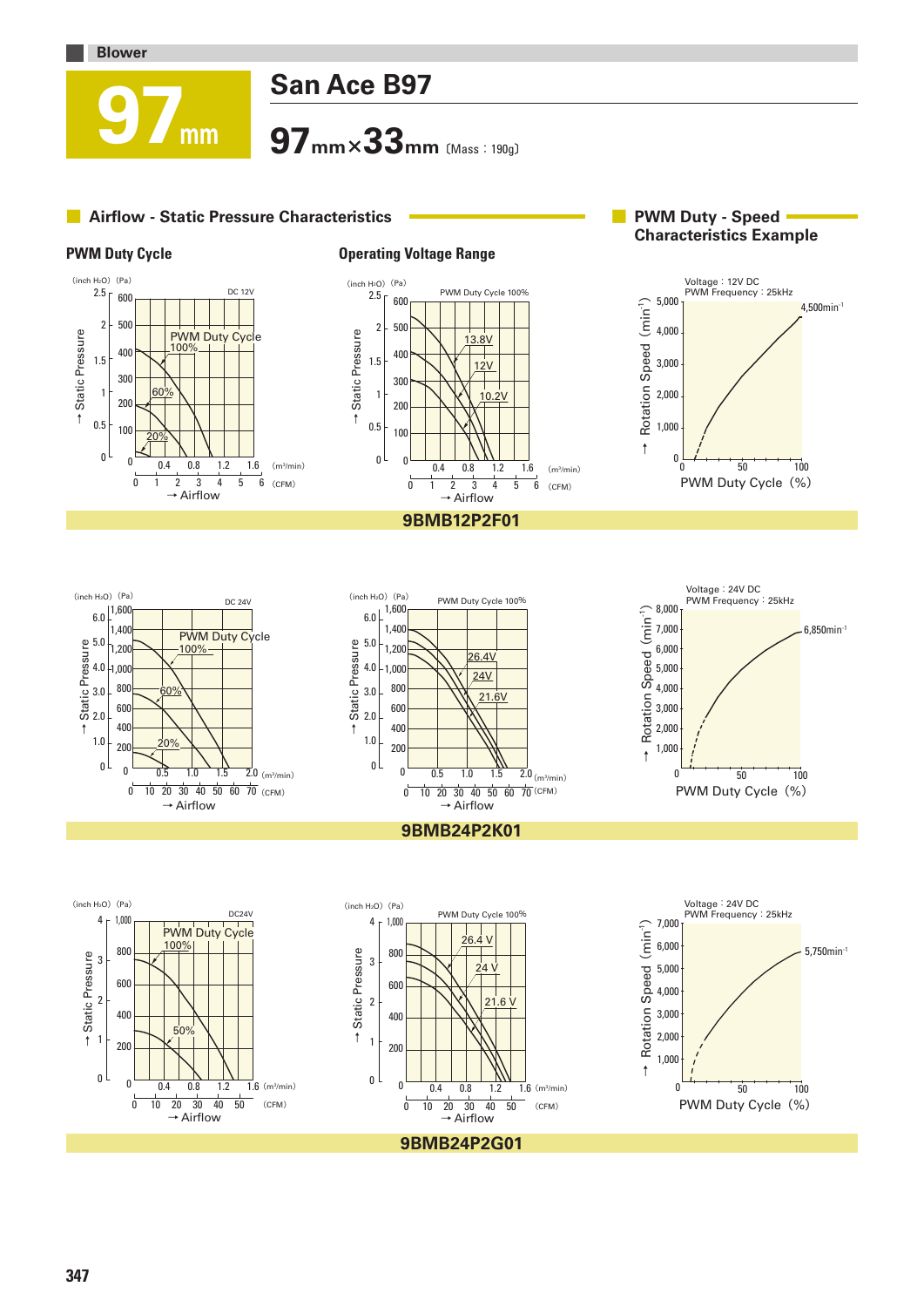Blower

# 97mm

## San Ace B97

**97mm×33mm** 〔Mass：190g〕

### Airflow - Static Pressure Characteristics

### PWM Duty - Speed Characteristics Example

**PWM Duty Cycle**

**Operating Voltage Range**

**9BMB12P2F01**

**9BMB24P2K01**

**9BMB24P2G01**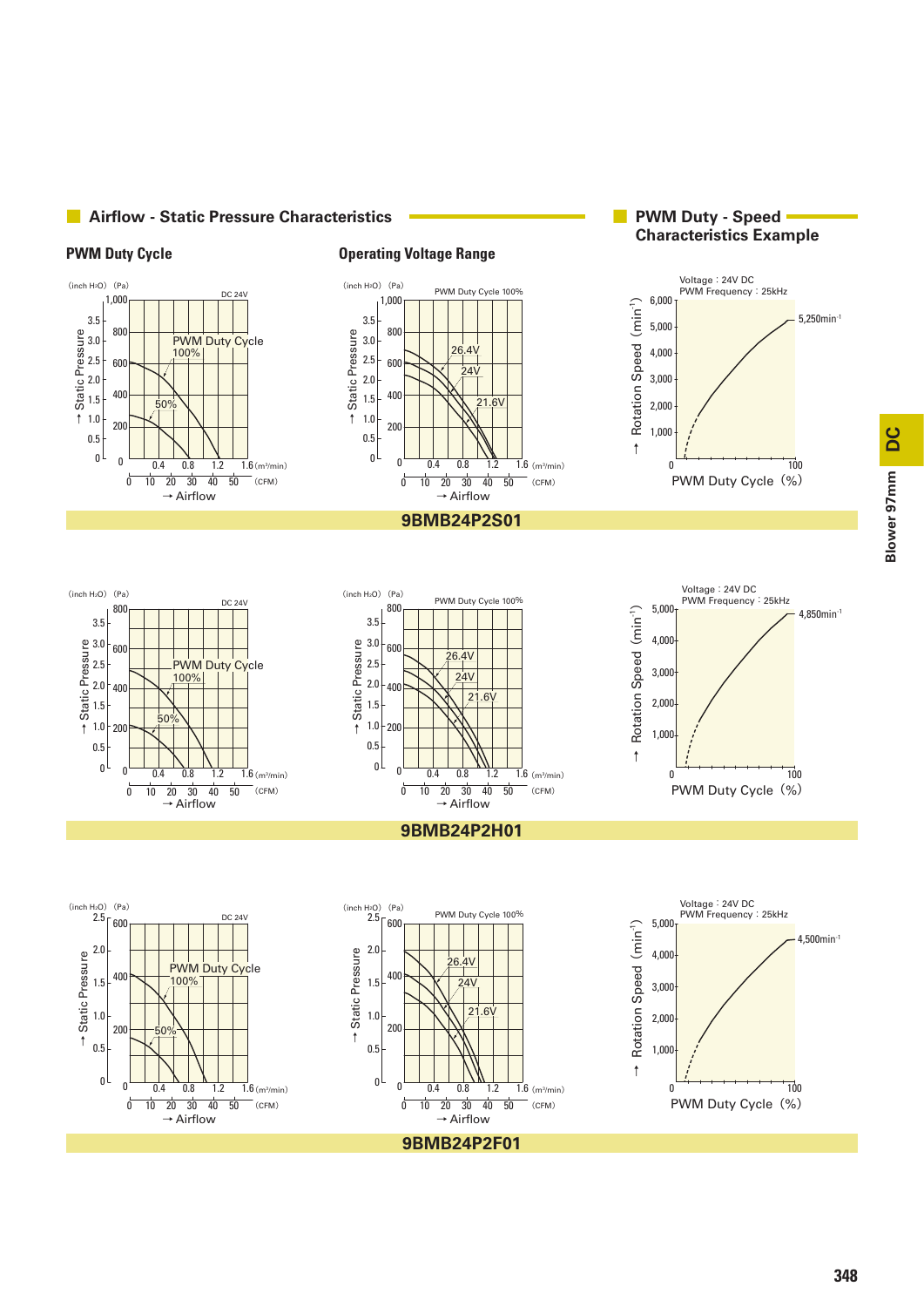## Airflow - Static Pressure Characteristics

## PWM Duty - Speed Characteristics Example

### PWM Duty Cycle

(inch H₂O) (Pa)

DC 24V

PWM Duty Cycle 100%

50%

↑ Static Pressure

→ Airflow

### Operating Voltage Range

PWM Duty Cycle 100%

26.4V

24V

21.6V

Voltage : 24V DC
PWM Frequency : 25kHz

5,250min⁻¹

↑ Rotation Speed (min⁻¹)

PWM Duty Cycle (%)

**9BMB24P2S01**

DC 24V

PWM Duty Cycle 100%

50%

PWM Duty Cycle 100%

26.4V

24V

21.6V

Voltage : 24V DC
PWM Frequency : 25kHz

4,850min⁻¹

**9BMB24P2H01**

DC 24V

PWM Duty Cycle 100%

50%

PWM Duty Cycle 100%

26.4V

24V

21.6V

Voltage : 24V DC
PWM Frequency : 25kHz

4,500min⁻¹

**9BMB24P2F01**

DC

Blower 97mm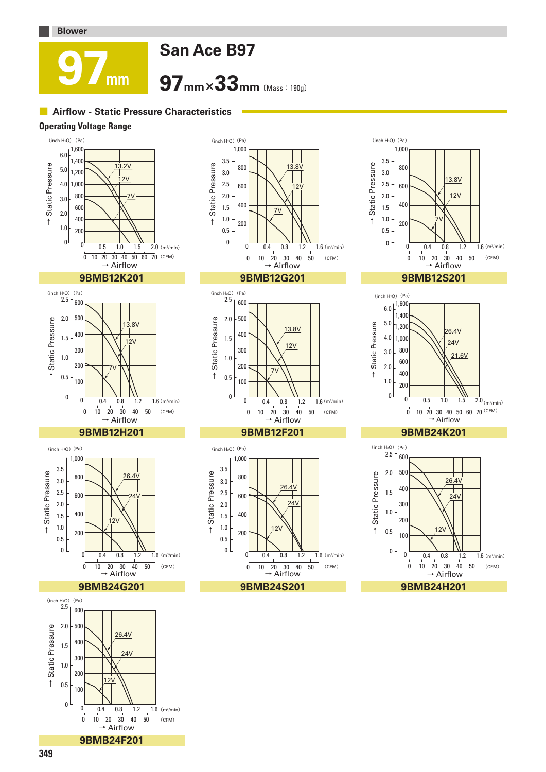Blower

# 97mm

## San Ace B97

97mm×33mm (Mass : 190g)

### Airflow - Static Pressure Characteristics

**Operating Voltage Range**

**9BMB12K201**

(inch H₂O) (Pa)
6.0 5.0 4.0 3.0 2.0 1.0 0
1,600 1,400 1,200 1,000 800 600 400 200 0
13.2V
12V
7V
0.5 1.0 1.5 2.0 ($m^3$/min)
0 10 20 30 40 50 60 70 (CFM)
→ Airflow
↑ Static Pressure

**9BMB12G201**

(inch H₂O) (Pa)
3.5 3.0 2.5 2.0 1.5 1.0 0.5 0
1,000 800 600 400 200 0
13.8V
12V
7V
0.4 0.8 1.2 1.6 ($m^3$/min)
0 10 20 30 40 50 (CFM)
→ Airflow
↑ Static Pressure

**9BMB12S201**

(inch H₂O) (Pa)
3.5 3.0 2.5 2.0 1.5 1.0 0.5 0
1,000 800 600 400 200 0
13.8V
12V
7V
0.4 0.8 1.2 1.6 ($m^3$/min)
0 10 20 30 40 50 (CFM)
→ Airflow
↑ Static Pressure

**9BMB12H201**

(inch H₂O) (Pa)
2.5 2.0 1.5 1.0 0.5 0
600 500 400 300 200 100 0
13.8V
12V
7V
0.4 0.8 1.2 1.6 ($m^3$/min)
0 10 20 30 40 50 (CFM)
→ Airflow
↑ Static Pressure

**9BMB12F201**

(inch H₂O) (Pa)
2.5 2.0 1.5 1.0 0.5 0
600 500 400 300 200 100 0
13.8V
12V
7V
0.4 0.8 1.2 1.6 ($m^3$/min)
0 10 20 30 40 50 (CFM)
→ Airflow
↑ Static Pressure

**9BMB24K201**

(inch H₂O) (Pa)
6.0 5.0 4.0 3.0 2.0 1.0 0
1,600 1,400 1,200 1,000 800 600 400 200 0
26.4V
24V
21.6V
0.5 1.0 1.5 2.0 ($m^3$/min)
0 10 20 30 40 50 60 70 (CFM)
→ Airflow
↑ Static Pressure

**9BMB24G201**

(inch H₂O) (Pa)
3.5 3.0 2.5 2.0 1.5 1.0 0.5 0
1,000 800 600 400 200 0
26.4V
24V
12V
0.4 0.8 1.2 1.6 ($m^3$/min)
0 10 20 30 40 50 (CFM)
→ Airflow
↑ Static Pressure

**9BMB24S201**

(inch H₂O) (Pa)
3.5 3.0 2.5 2.0 1.5 1.0 0.5 0
1,000 800 600 400 200 0
26.4V
24V
12V
0.4 0.8 1.2 1.6 ($m^3$/min)
0 10 20 30 40 50 (CFM)
→ Airflow
↑ Static Pressure

**9BMB24H201**

(inch H₂O) (Pa)
2.5 2.0 1.5 1.0 0.5 0
600 500 400 300 200 100 0
26.4V
24V
12V
0.4 0.8 1.2 1.6 ($m^3$/min)
0 10 20 30 40 50 (CFM)
→ Airflow
↑ Static Pressure

**9BMB24F201**

(inch H₂O) (Pa)
2.5 2.0 1.5 1.0 0.5 0
600 500 400 300 200 100 0
26.4V
24V
12V
0.4 0.8 1.2 1.6 ($m^3$/min)
0 10 20 30 40 50 (CFM)
→ Airflow
↑ Static Pressure